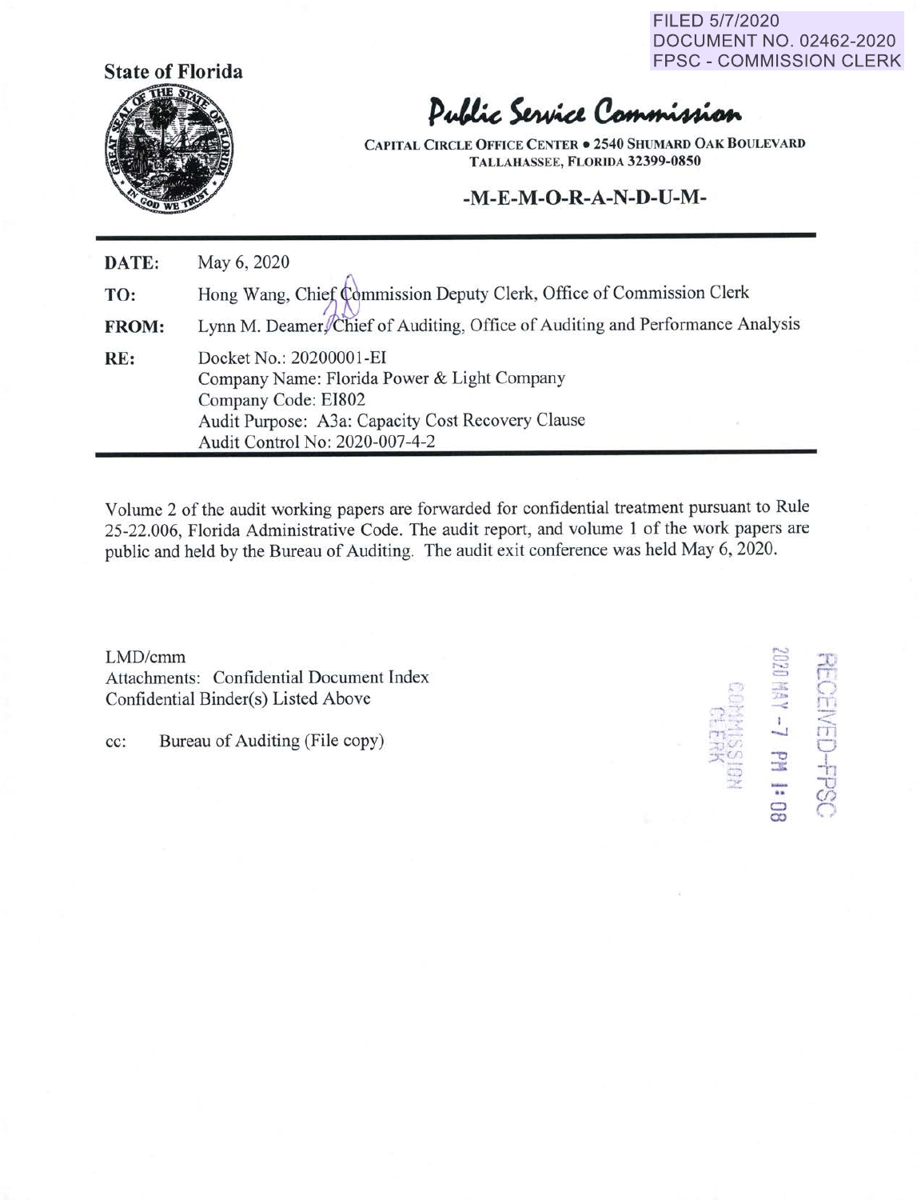FILED 5/7/2020
DOCUMENT NO. 02462-2020
FPSC - COMMISSION CLERK

**State of Florida**

# Public Service Commission

CAPITAL CIRCLE OFFICE CENTER • 2540 SHUMARD OAK BOULEVARD
TALLAHASSEE, FLORIDA 32399-0850

**-M-E-M-O-R-A-N-D-U-M-**

| | |
|---|---|
| **DATE:** | May 6, 2020 |
| **TO:** | Hong Wang, Chief Commission Deputy Clerk, Office of Commission Clerk |
| **FROM:** | Lynn M. Deamer, Chief of Auditing, Office of Auditing and Performance Analysis |
| **RE:** | Docket No.: 20200001-EI<br>Company Name: Florida Power & Light Company<br>Company Code: EI802<br>Audit Purpose: A3a: Capacity Cost Recovery Clause<br>Audit Control No: 2020-007-4-2 |

Volume 2 of the audit working papers are forwarded for confidential treatment pursuant to Rule 25-22.006, Florida Administrative Code. The audit report, and volume 1 of the work papers are public and held by the Bureau of Auditing. The audit exit conference was held May 6, 2020.

LMD/cmm
Attachments: Confidential Document Index
Confidential Binder(s) Listed Above

cc: Bureau of Auditing (File copy)

RECEIVED-FPSC
2020 MAY -7 PM 1:08
COMMISSION CLERK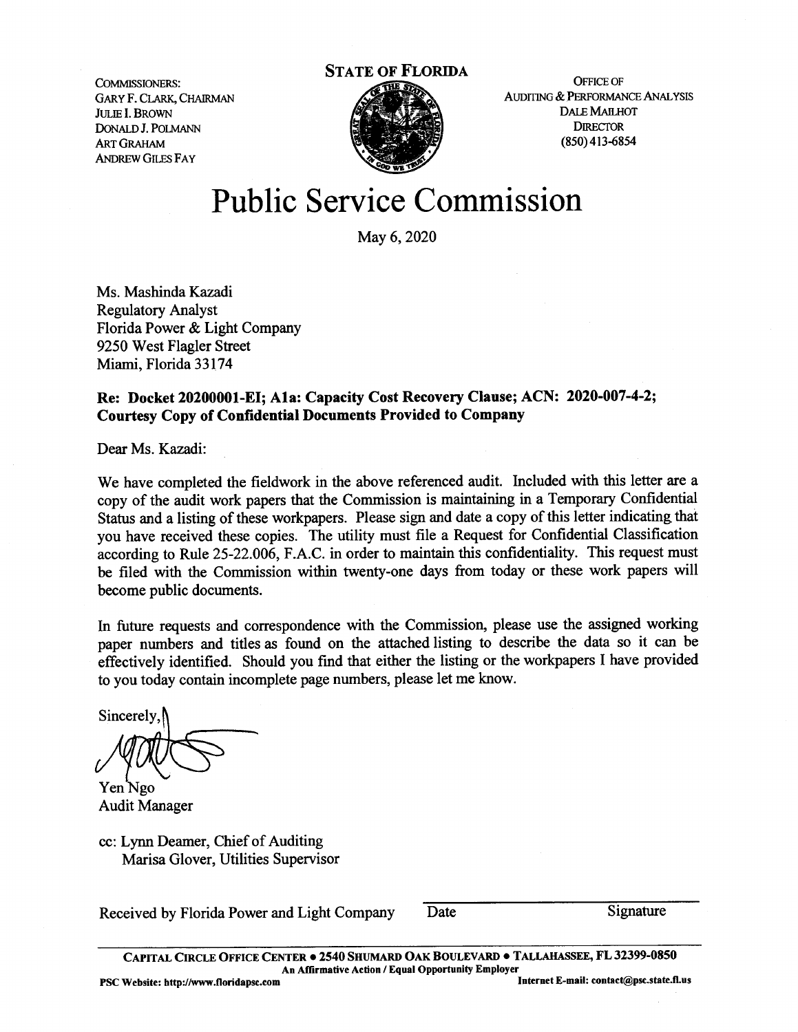COMMISSIONERS:
GARY F. CLARK, CHAIRMAN
JULIE I. BROWN
DONALD J. POLMANN
ART GRAHAM
ANDREW GILES FAY

**STATE OF FLORIDA**

OFFICE OF
AUDITING & PERFORMANCE ANALYSIS
DALE MAILHOT
DIRECTOR
(850) 413-6854

# Public Service Commission

May 6, 2020

Ms. Mashinda Kazadi
Regulatory Analyst
Florida Power & Light Company
9250 West Flagler Street
Miami, Florida 33174

**Re: Docket 20200001-EI; A1a: Capacity Cost Recovery Clause; ACN: 2020-007-4-2; Courtesy Copy of Confidential Documents Provided to Company**

Dear Ms. Kazadi:

We have completed the fieldwork in the above referenced audit. Included with this letter are a copy of the audit work papers that the Commission is maintaining in a Temporary Confidential Status and a listing of these workpapers. Please sign and date a copy of this letter indicating that you have received these copies. The utility must file a Request for Confidential Classification according to Rule 25-22.006, F.A.C. in order to maintain this confidentiality. This request must be filed with the Commission within twenty-one days from today or these work papers will become public documents.

In future requests and correspondence with the Commission, please use the assigned working paper numbers and titles as found on the attached listing to describe the data so it can be effectively identified. Should you find that either the listing or the workpapers I have provided to you today contain incomplete page numbers, please let me know.

Sincerely,

Yen Ngo
Audit Manager

cc: Lynn Deamer, Chief of Auditing
Marisa Glover, Utilities Supervisor

Received by Florida Power and Light Company ____ Date ____ Signature

CAPITAL CIRCLE OFFICE CENTER • 2540 SHUMARD OAK BOULEVARD • TALLAHASSEE, FL 32399-0850
An Affirmative Action / Equal Opportunity Employer
PSC Website: http://www.floridapsc.com Internet E-mail: contact@psc.state.fl.us